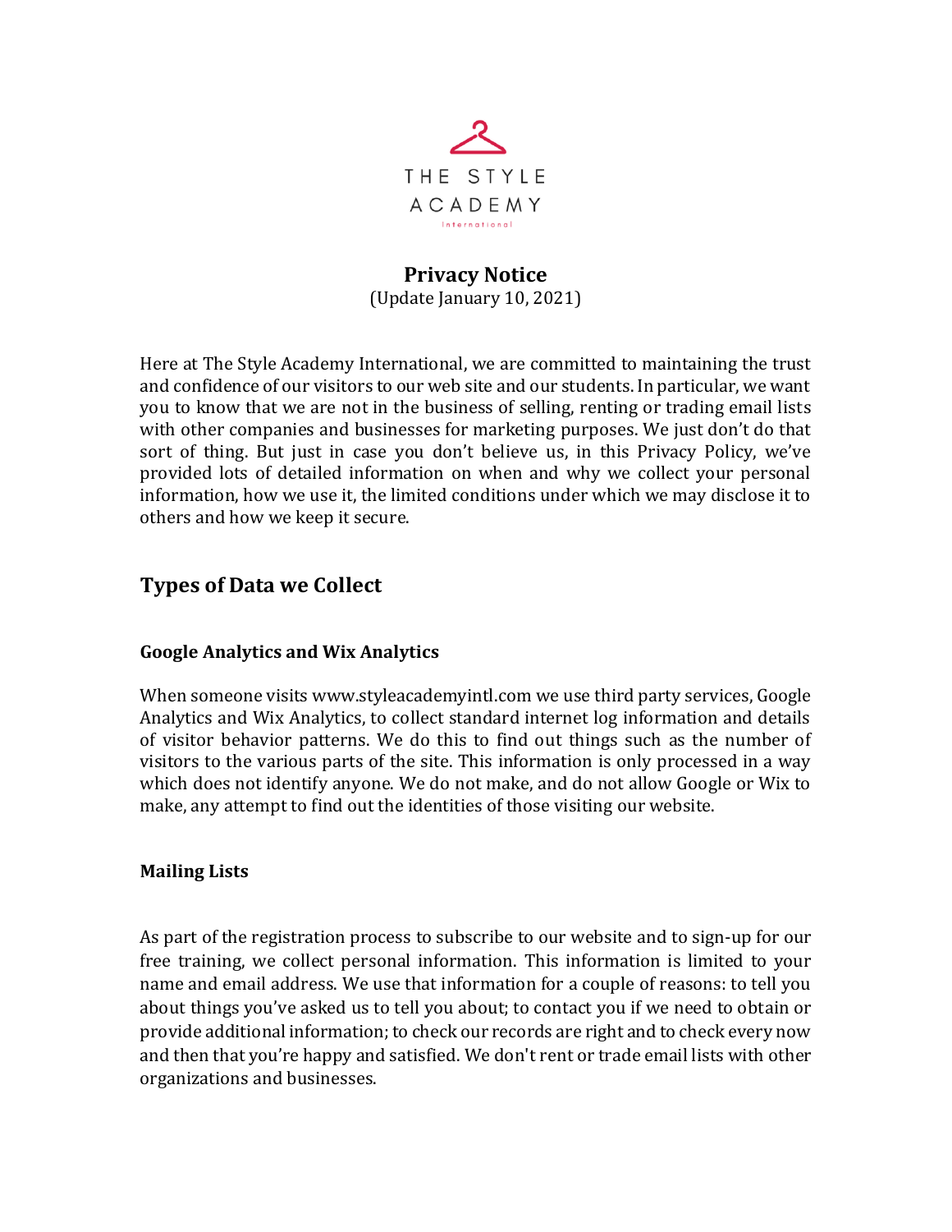THE STYLE ACADEMY

International

# Privacy Notice

(Update January 10, 2021)

Here at The Style Academy International, we are committed to maintaining the trust and confidence of our visitors to our web site and our students. In particular, we want you to know that we are not in the business of selling, renting or trading email lists with other companies and businesses for marketing purposes. We just don't do that sort of thing. But just in case you don't believe us, in this Privacy Policy, we've provided lots of detailed information on when and why we collect your personal information, how we use it, the limited conditions under which we may disclose it to others and how we keep it secure.

## Types of Data we Collect

### Google Analytics and Wix Analytics

When someone visits www.styleacademyintl.com we use third party services, Google Analytics and Wix Analytics, to collect standard internet log information and details of visitor behavior patterns. We do this to find out things such as the number of visitors to the various parts of the site. This information is only processed in a way which does not identify anyone. We do not make, and do not allow Google or Wix to make, any attempt to find out the identities of those visiting our website.

### Mailing Lists

As part of the registration process to subscribe to our website and to sign-up for our free training, we collect personal information. This information is limited to your name and email address. We use that information for a couple of reasons: to tell you about things you've asked us to tell you about; to contact you if we need to obtain or provide additional information; to check our records are right and to check every now and then that you're happy and satisfied. We don't rent or trade email lists with other organizations and businesses.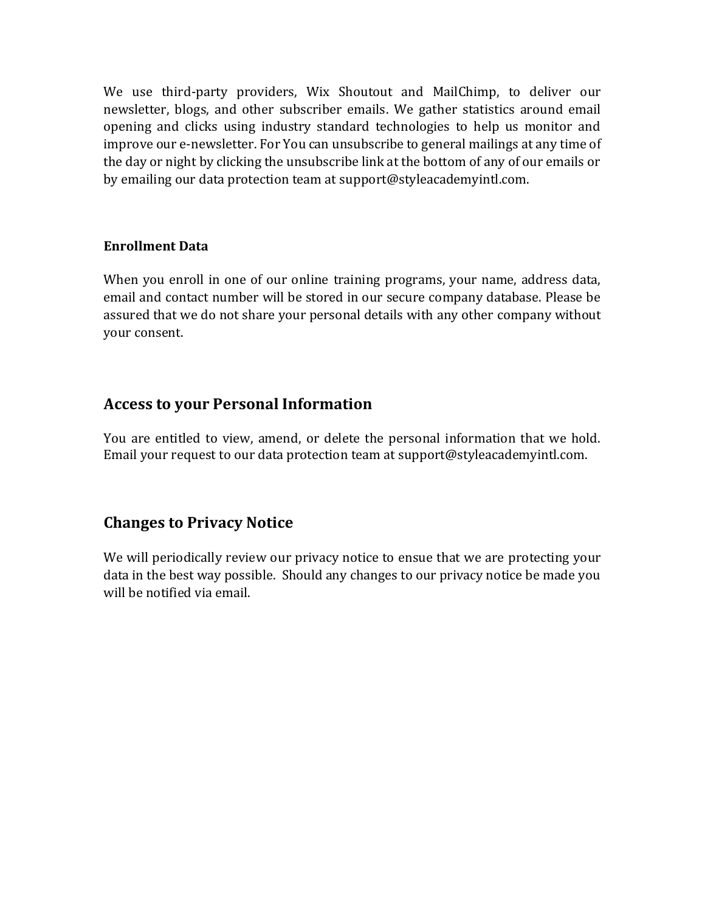We use third-party providers, Wix Shoutout and MailChimp, to deliver our newsletter, blogs, and other subscriber emails. We gather statistics around email opening and clicks using industry standard technologies to help us monitor and improve our e-newsletter. For You can unsubscribe to general mailings at any time of the day or night by clicking the unsubscribe link at the bottom of any of our emails or by emailing our data protection team at support@styleacademyintl.com.

**Enrollment Data**

When you enroll in one of our online training programs, your name, address data, email and contact number will be stored in our secure company database. Please be assured that we do not share your personal details with any other company without your consent.

## Access to your Personal Information

You are entitled to view, amend, or delete the personal information that we hold. Email your request to our data protection team at support@styleacademyintl.com.

## Changes to Privacy Notice

We will periodically review our privacy notice to ensue that we are protecting your data in the best way possible. Should any changes to our privacy notice be made you will be notified via email.